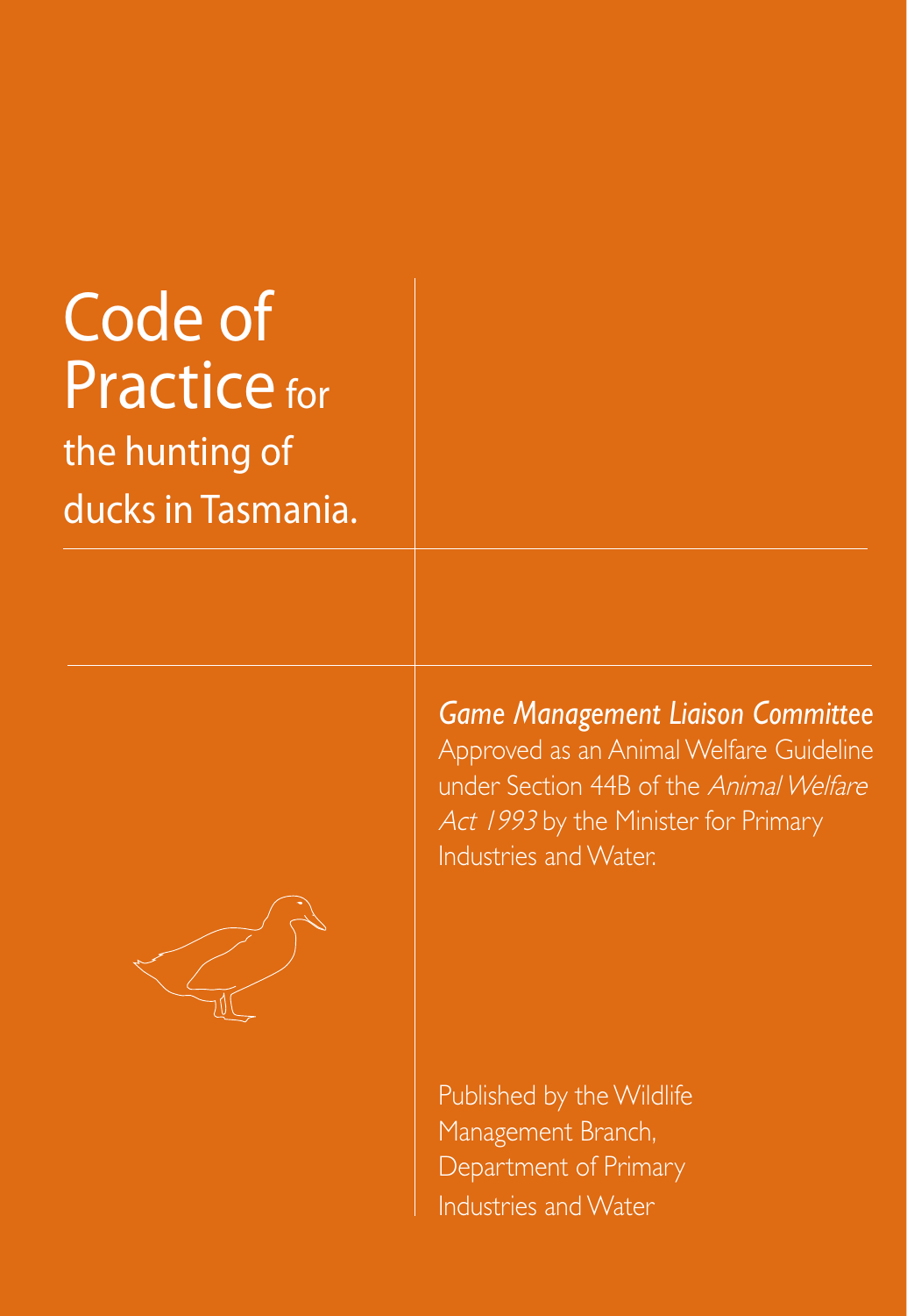# Code of Practice for the hunting of ducks in Tasmania.

*Game Management Liaison Committee*

Approved as an Animal Welfare Guideline under Section 44B of the *Animal Welfare Act 1993* by the Minister for Primary Industries and Water.

Published by the Wildlife Management Branch, Department of Primary Industries and Water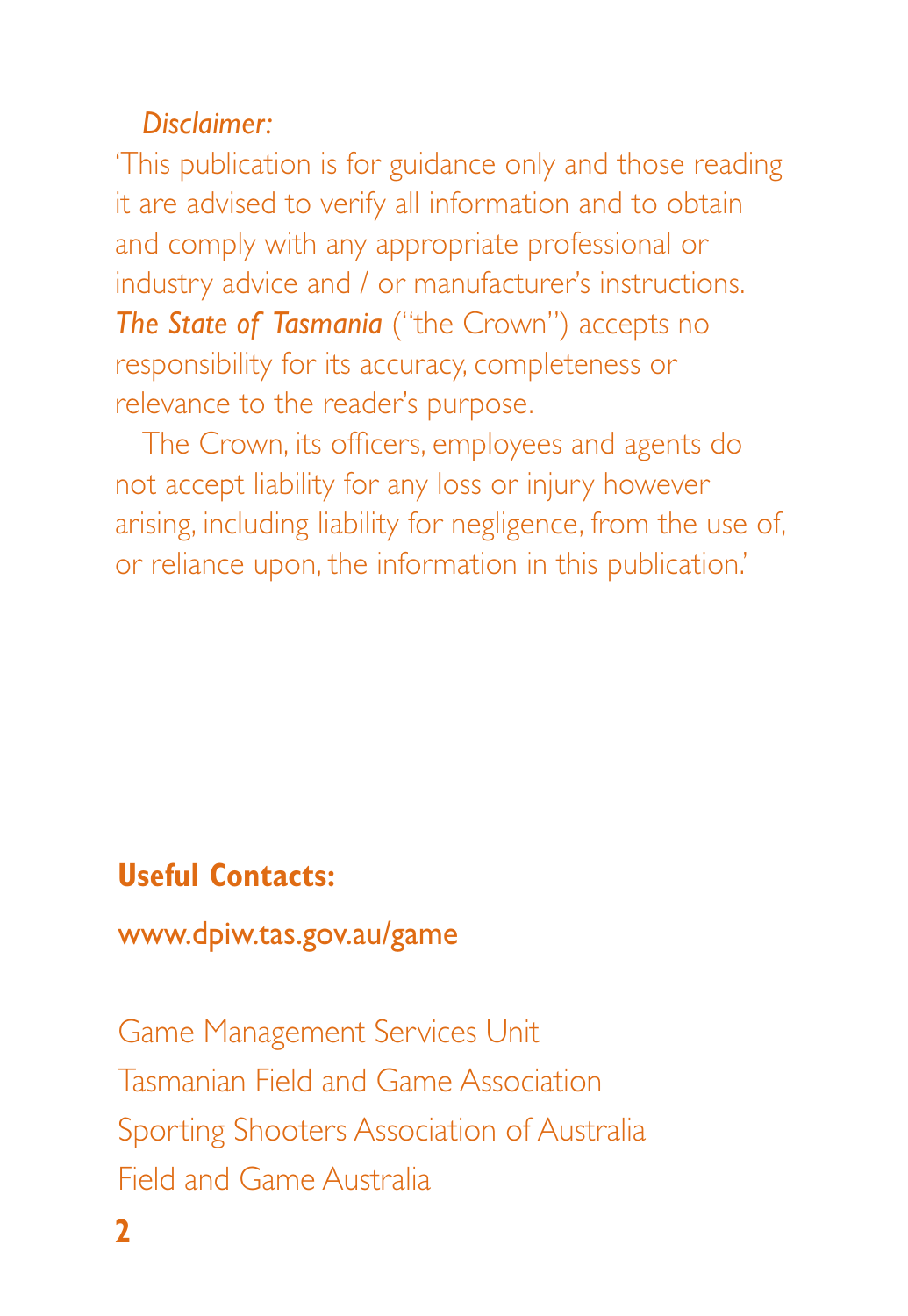*Disclaimer:*

'This publication is for guidance only and those reading it are advised to verify all information and to obtain and comply with any appropriate professional or industry advice and / or manufacturer's instructions. ***The State of Tasmania*** ("the Crown") accepts no responsibility for its accuracy, completeness or relevance to the reader's purpose.

The Crown, its officers, employees and agents do not accept liability for any loss or injury however arising, including liability for negligence, from the use of, or reliance upon, the information in this publication.'

**Useful Contacts:**

www.dpiw.tas.gov.au/game

Game Management Services Unit
Tasmanian Field and Game Association
Sporting Shooters Association of Australia
Field and Game Australia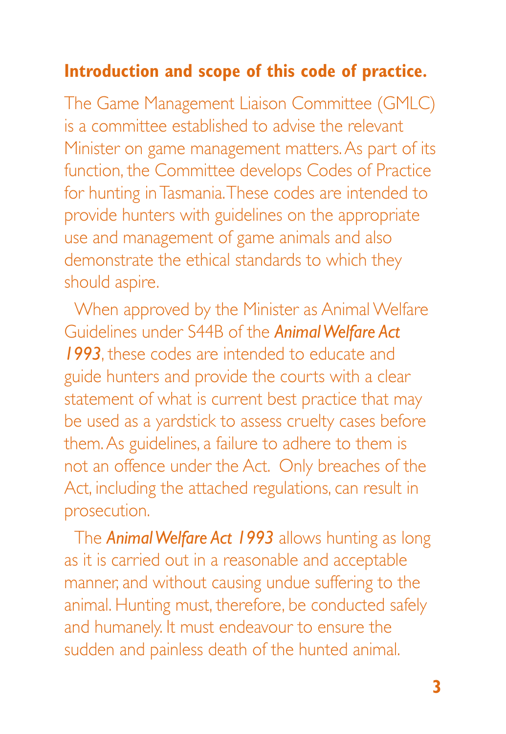## Introduction and scope of this code of practice.

The Game Management Liaison Committee (GMLC) is a committee established to advise the relevant Minister on game management matters. As part of its function, the Committee develops Codes of Practice for hunting in Tasmania. These codes are intended to provide hunters with guidelines on the appropriate use and management of game animals and also demonstrate the ethical standards to which they should aspire.

When approved by the Minister as Animal Welfare Guidelines under S44B of the ***Animal Welfare Act 1993***, these codes are intended to educate and guide hunters and provide the courts with a clear statement of what is current best practice that may be used as a yardstick to assess cruelty cases before them. As guidelines, a failure to adhere to them is not an offence under the Act. Only breaches of the Act, including the attached regulations, can result in prosecution.

The ***Animal Welfare Act 1993*** allows hunting as long as it is carried out in a reasonable and acceptable manner, and without causing undue suffering to the animal. Hunting must, therefore, be conducted safely and humanely. It must endeavour to ensure the sudden and painless death of the hunted animal.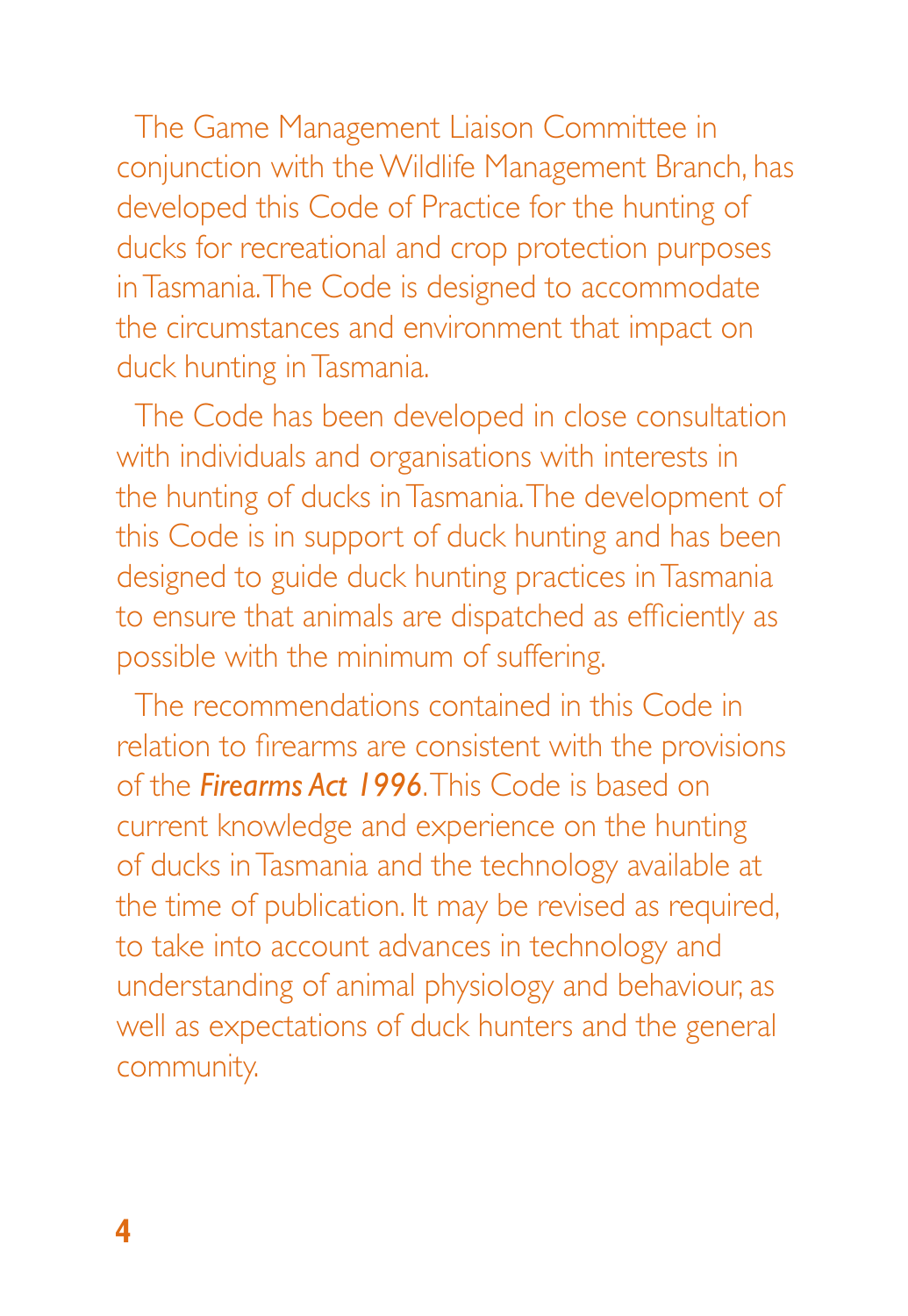The Game Management Liaison Committee in conjunction with the Wildlife Management Branch, has developed this Code of Practice for the hunting of ducks for recreational and crop protection purposes in Tasmania. The Code is designed to accommodate the circumstances and environment that impact on duck hunting in Tasmania.

The Code has been developed in close consultation with individuals and organisations with interests in the hunting of ducks in Tasmania. The development of this Code is in support of duck hunting and has been designed to guide duck hunting practices in Tasmania to ensure that animals are dispatched as efficiently as possible with the minimum of suffering.

The recommendations contained in this Code in relation to firearms are consistent with the provisions of the ***Firearms Act 1996***. This Code is based on current knowledge and experience on the hunting of ducks in Tasmania and the technology available at the time of publication. It may be revised as required, to take into account advances in technology and understanding of animal physiology and behaviour, as well as expectations of duck hunters and the general community.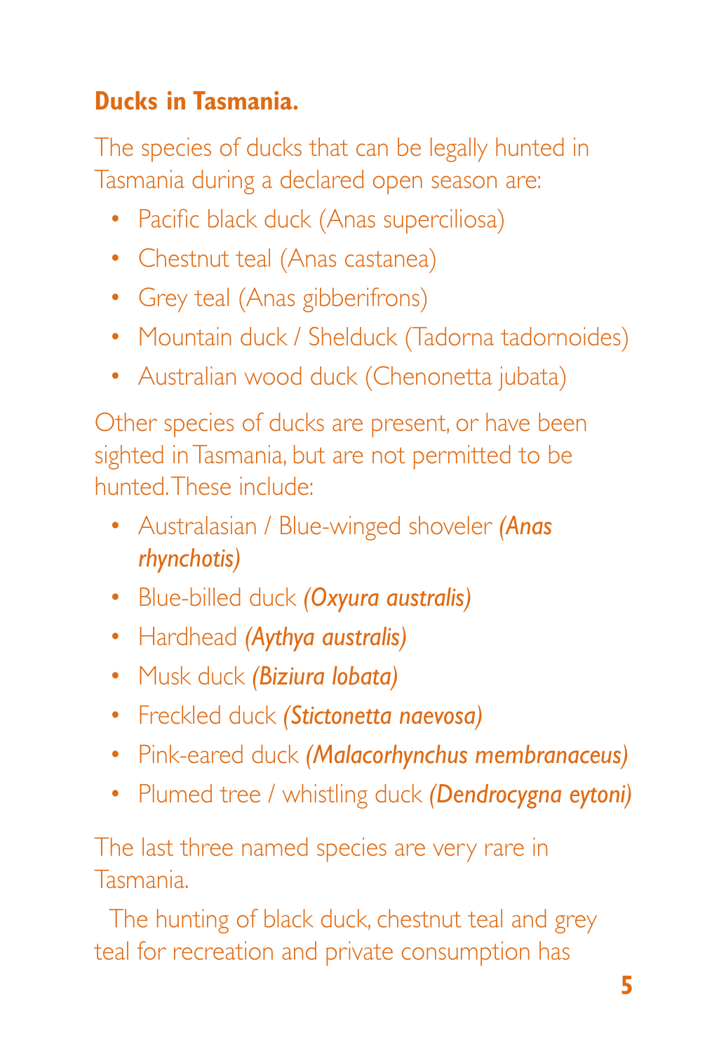## Ducks in Tasmania.

The species of ducks that can be legally hunted in Tasmania during a declared open season are:

- Pacific black duck (Anas superciliosa)
- Chestnut teal (Anas castanea)
- Grey teal (Anas gibberifrons)
- Mountain duck / Shelduck (Tadorna tadornoides)
- Australian wood duck (Chenonetta jubata)

Other species of ducks are present, or have been sighted in Tasmania, but are not permitted to be hunted. These include:

- Australasian / Blue-winged shoveler ***(Anas rhynchotis)***
- Blue-billed duck ***(Oxyura australis)***
- Hardhead ***(Aythya australis)***
- Musk duck ***(Biziura lobata)***
- Freckled duck ***(Stictonetta naevosa)***
- Pink-eared duck ***(Malacorhynchus membranaceus)***
- Plumed tree / whistling duck ***(Dendrocygna eytoni)***

The last three named species are very rare in Tasmania.

The hunting of black duck, chestnut teal and grey teal for recreation and private consumption has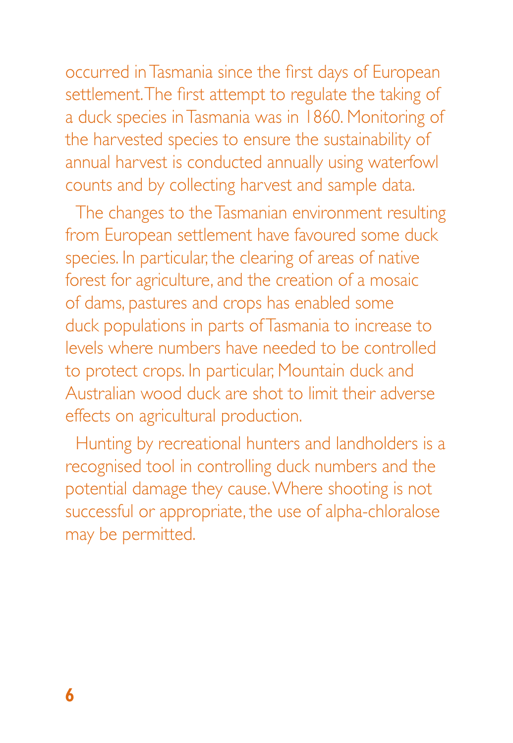occurred in Tasmania since the first days of European settlement. The first attempt to regulate the taking of a duck species in Tasmania was in 1860. Monitoring of the harvested species to ensure the sustainability of annual harvest is conducted annually using waterfowl counts and by collecting harvest and sample data.

The changes to the Tasmanian environment resulting from European settlement have favoured some duck species. In particular, the clearing of areas of native forest for agriculture, and the creation of a mosaic of dams, pastures and crops has enabled some duck populations in parts of Tasmania to increase to levels where numbers have needed to be controlled to protect crops. In particular, Mountain duck and Australian wood duck are shot to limit their adverse effects on agricultural production.

Hunting by recreational hunters and landholders is a recognised tool in controlling duck numbers and the potential damage they cause. Where shooting is not successful or appropriate, the use of alpha-chloralose may be permitted.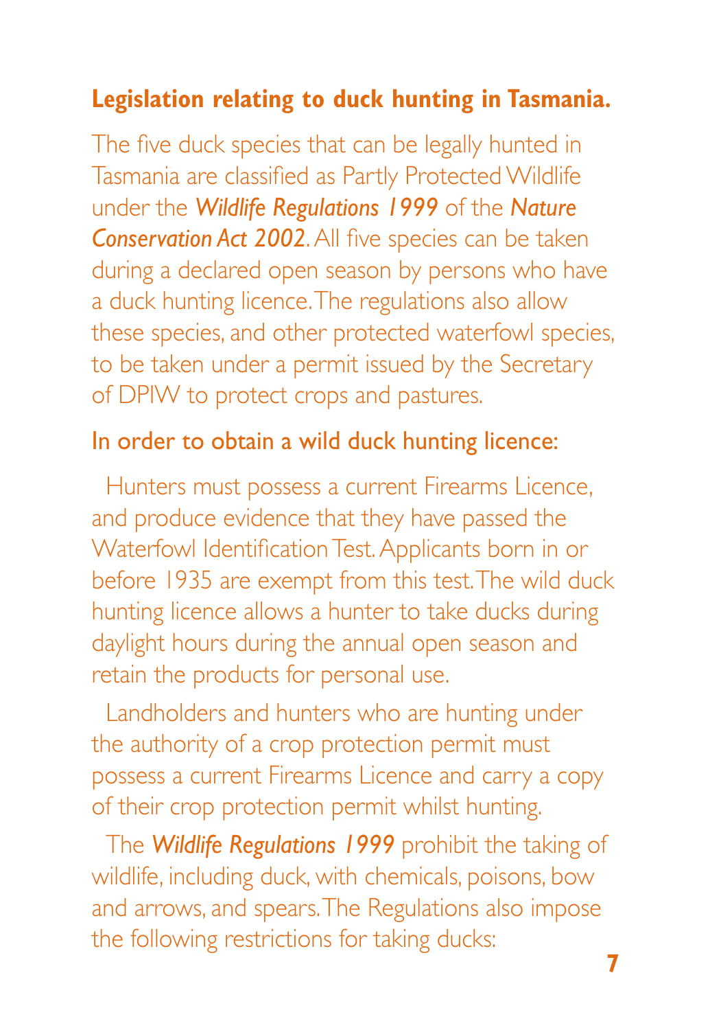## Legislation relating to duck hunting in Tasmania.

The five duck species that can be legally hunted in Tasmania are classified as Partly Protected Wildlife under the ***Wildlife Regulations 1999*** of the ***Nature Conservation Act 2002***. All five species can be taken during a declared open season by persons who have a duck hunting licence. The regulations also allow these species, and other protected waterfowl species, to be taken under a permit issued by the Secretary of DPIW to protect crops and pastures.

### In order to obtain a wild duck hunting licence:

Hunters must possess a current Firearms Licence, and produce evidence that they have passed the Waterfowl Identification Test. Applicants born in or before 1935 are exempt from this test. The wild duck hunting licence allows a hunter to take ducks during daylight hours during the annual open season and retain the products for personal use.

Landholders and hunters who are hunting under the authority of a crop protection permit must possess a current Firearms Licence and carry a copy of their crop protection permit whilst hunting.

The ***Wildlife Regulations 1999*** prohibit the taking of wildlife, including duck, with chemicals, poisons, bow and arrows, and spears. The Regulations also impose the following restrictions for taking ducks: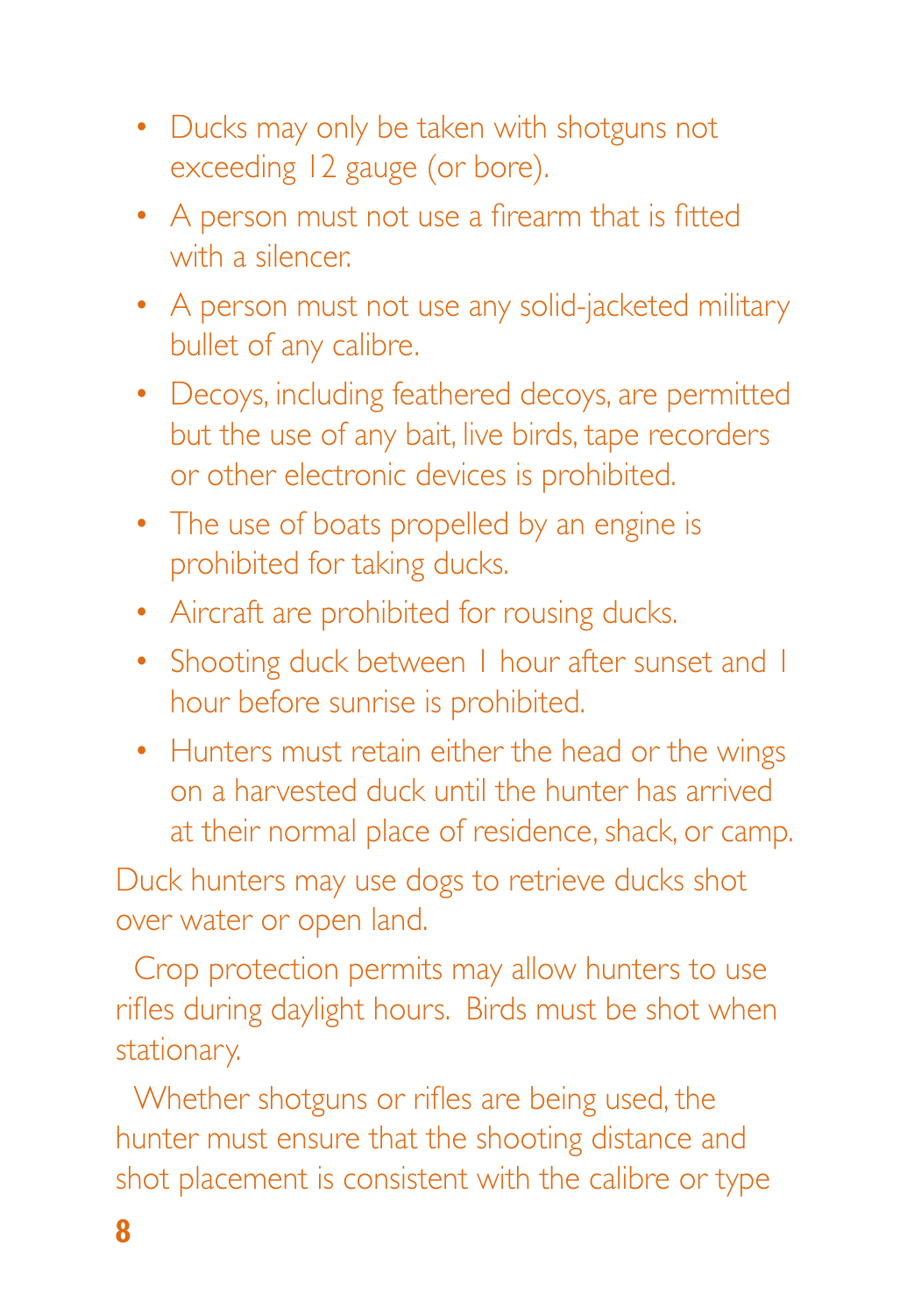- Ducks may only be taken with shotguns not exceeding 12 gauge (or bore).
- A person must not use a firearm that is fitted with a silencer.
- A person must not use any solid-jacketed military bullet of any calibre.
- Decoys, including feathered decoys, are permitted but the use of any bait, live birds, tape recorders or other electronic devices is prohibited.
- The use of boats propelled by an engine is prohibited for taking ducks.
- Aircraft are prohibited for rousing ducks.
- Shooting duck between 1 hour after sunset and 1 hour before sunrise is prohibited.
- Hunters must retain either the head or the wings on a harvested duck until the hunter has arrived at their normal place of residence, shack, or camp.

Duck hunters may use dogs to retrieve ducks shot over water or open land.

Crop protection permits may allow hunters to use rifles during daylight hours. Birds must be shot when stationary.

Whether shotguns or rifles are being used, the hunter must ensure that the shooting distance and shot placement is consistent with the calibre or type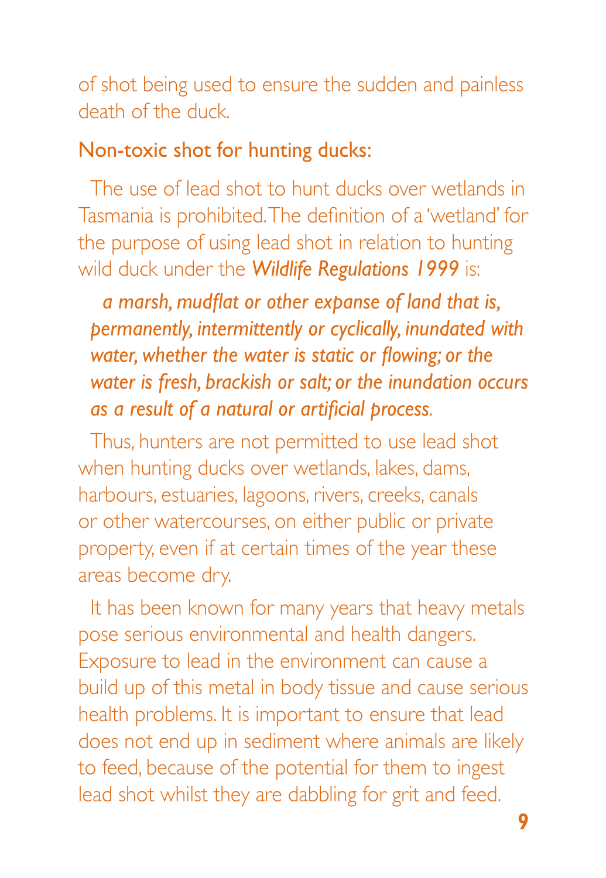of shot being used to ensure the sudden and painless death of the duck.

## Non-toxic shot for hunting ducks:

The use of lead shot to hunt ducks over wetlands in Tasmania is prohibited. The definition of a 'wetland' for the purpose of using lead shot in relation to hunting wild duck under the ***Wildlife Regulations 1999*** is:

> ***a marsh, mudflat or other expanse of land that is, permanently, intermittently or cyclically, inundated with water, whether the water is static or flowing; or the water is fresh, brackish or salt; or the inundation occurs as a result of a natural or artificial process***.

Thus, hunters are not permitted to use lead shot when hunting ducks over wetlands, lakes, dams, harbours, estuaries, lagoons, rivers, creeks, canals or other watercourses, on either public or private property, even if at certain times of the year these areas become dry.

It has been known for many years that heavy metals pose serious environmental and health dangers. Exposure to lead in the environment can cause a build up of this metal in body tissue and cause serious health problems. It is important to ensure that lead does not end up in sediment where animals are likely to feed, because of the potential for them to ingest lead shot whilst they are dabbling for grit and feed.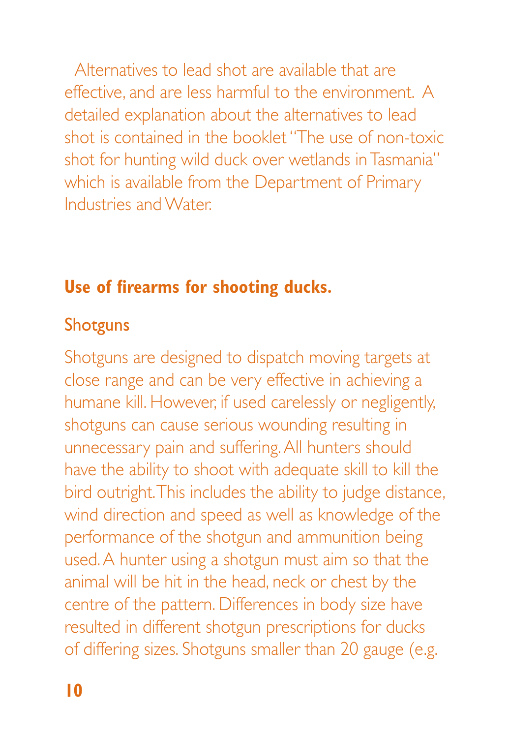Alternatives to lead shot are available that are effective, and are less harmful to the environment. A detailed explanation about the alternatives to lead shot is contained in the booklet "The use of non-toxic shot for hunting wild duck over wetlands in Tasmania" which is available from the Department of Primary Industries and Water.

## Use of firearms for shooting ducks.

### Shotguns

Shotguns are designed to dispatch moving targets at close range and can be very effective in achieving a humane kill. However, if used carelessly or negligently, shotguns can cause serious wounding resulting in unnecessary pain and suffering. All hunters should have the ability to shoot with adequate skill to kill the bird outright. This includes the ability to judge distance, wind direction and speed as well as knowledge of the performance of the shotgun and ammunition being used. A hunter using a shotgun must aim so that the animal will be hit in the head, neck or chest by the centre of the pattern. Differences in body size have resulted in different shotgun prescriptions for ducks of differing sizes. Shotguns smaller than 20 gauge (e.g.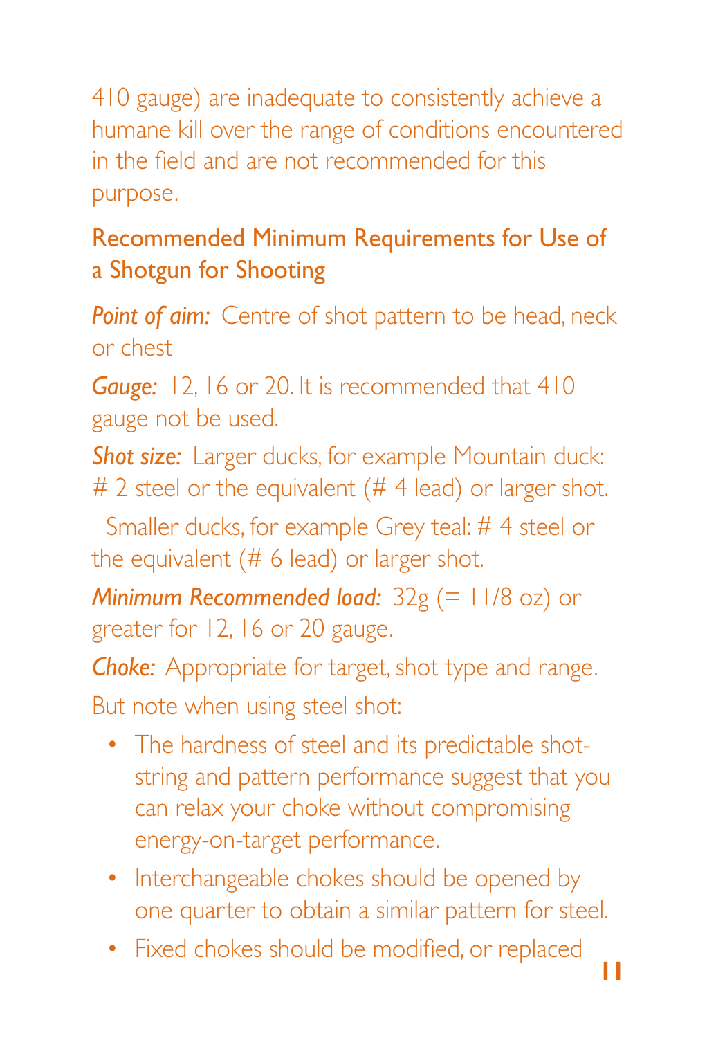410 gauge) are inadequate to consistently achieve a humane kill over the range of conditions encountered in the field and are not recommended for this purpose.

## Recommended Minimum Requirements for Use of a Shotgun for Shooting

*Point of aim:* Centre of shot pattern to be head, neck or chest

*Gauge:* 12, 16 or 20. It is recommended that 410 gauge not be used.

*Shot size:* Larger ducks, for example Mountain duck: # 2 steel or the equivalent (# 4 lead) or larger shot.

Smaller ducks, for example Grey teal: # 4 steel or the equivalent (# 6 lead) or larger shot.

*Minimum Recommended load:* 32g (= 11/8 oz) or greater for 12, 16 or 20 gauge.

*Choke:* Appropriate for target, shot type and range.

But note when using steel shot:

- The hardness of steel and its predictable shot-string and pattern performance suggest that you can relax your choke without compromising energy-on-target performance.
- Interchangeable chokes should be opened by one quarter to obtain a similar pattern for steel.
- Fixed chokes should be modified, or replaced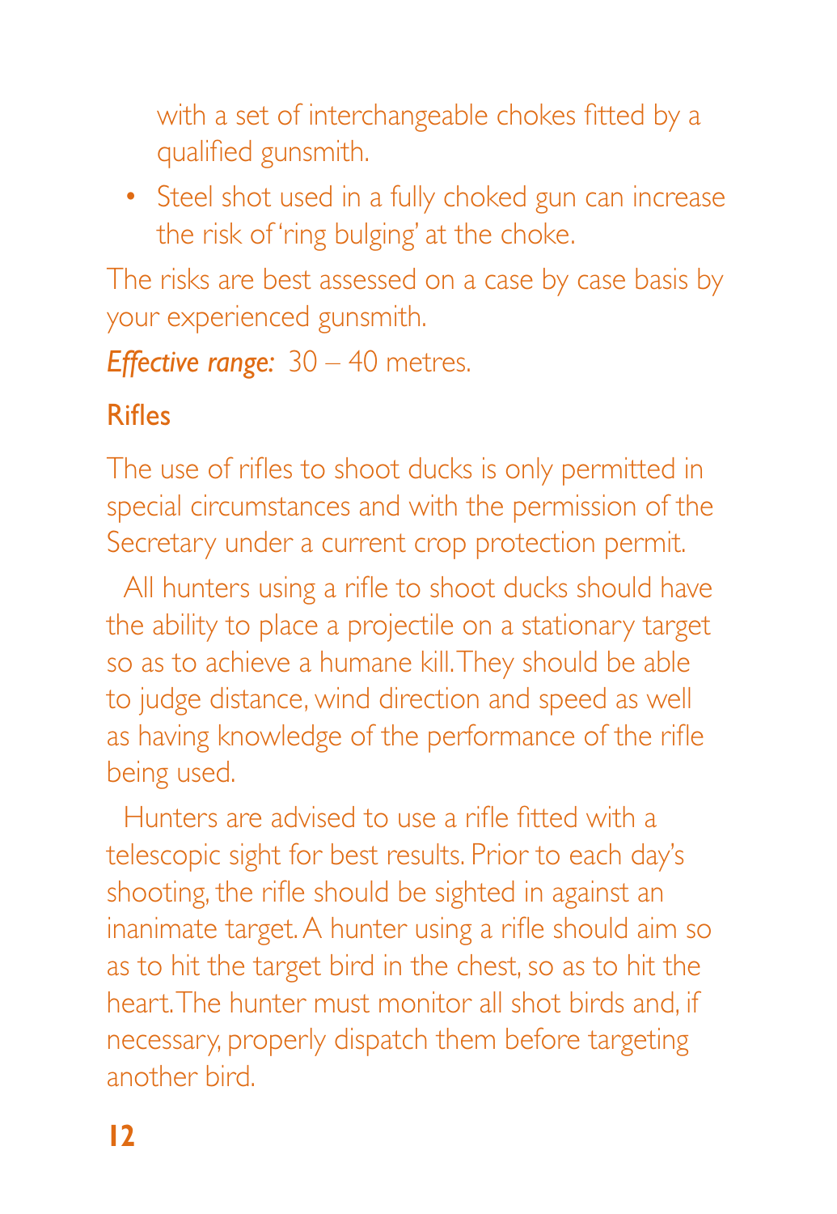with a set of interchangeable chokes fitted by a qualified gunsmith.

- Steel shot used in a fully choked gun can increase the risk of 'ring bulging' at the choke.

The risks are best assessed on a case by case basis by your experienced gunsmith.

*Effective range:* 30 – 40 metres.

## Rifles

The use of rifles to shoot ducks is only permitted in special circumstances and with the permission of the Secretary under a current crop protection permit.

All hunters using a rifle to shoot ducks should have the ability to place a projectile on a stationary target so as to achieve a humane kill. They should be able to judge distance, wind direction and speed as well as having knowledge of the performance of the rifle being used.

Hunters are advised to use a rifle fitted with a telescopic sight for best results. Prior to each day's shooting, the rifle should be sighted in against an inanimate target. A hunter using a rifle should aim so as to hit the target bird in the chest, so as to hit the heart. The hunter must monitor all shot birds and, if necessary, properly dispatch them before targeting another bird.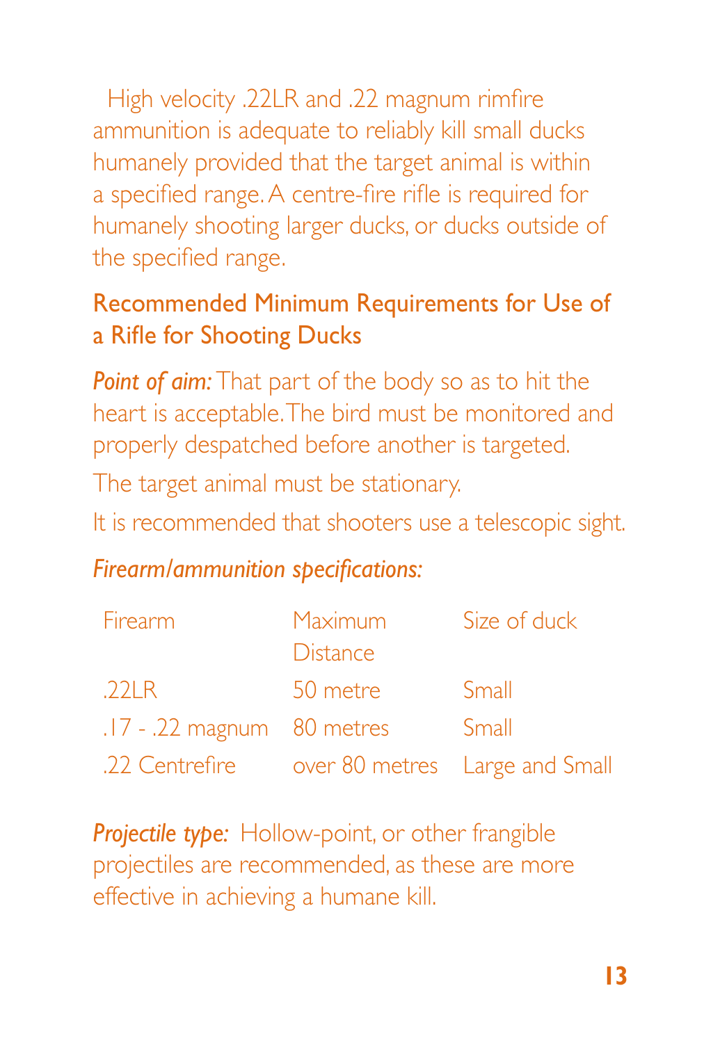High velocity .22LR and .22 magnum rimfire ammunition is adequate to reliably kill small ducks humanely provided that the target animal is within a specified range. A centre-fire rifle is required for humanely shooting larger ducks, or ducks outside of the specified range.

## Recommended Minimum Requirements for Use of a Rifle for Shooting Ducks

***Point of aim:*** That part of the body so as to hit the heart is acceptable. The bird must be monitored and properly despatched before another is targeted.

The target animal must be stationary.

It is recommended that shooters use a telescopic sight.

***Firearm/ammunition specifications:***

| Firearm | Maximum Distance | Size of duck |
|---|---|---|
| .22LR | 50 metre | Small |
| .17 - .22 magnum | 80 metres | Small |
| .22 Centrefire | over 80 metres | Large and Small |

***Projectile type:*** Hollow-point, or other frangible projectiles are recommended, as these are more effective in achieving a humane kill.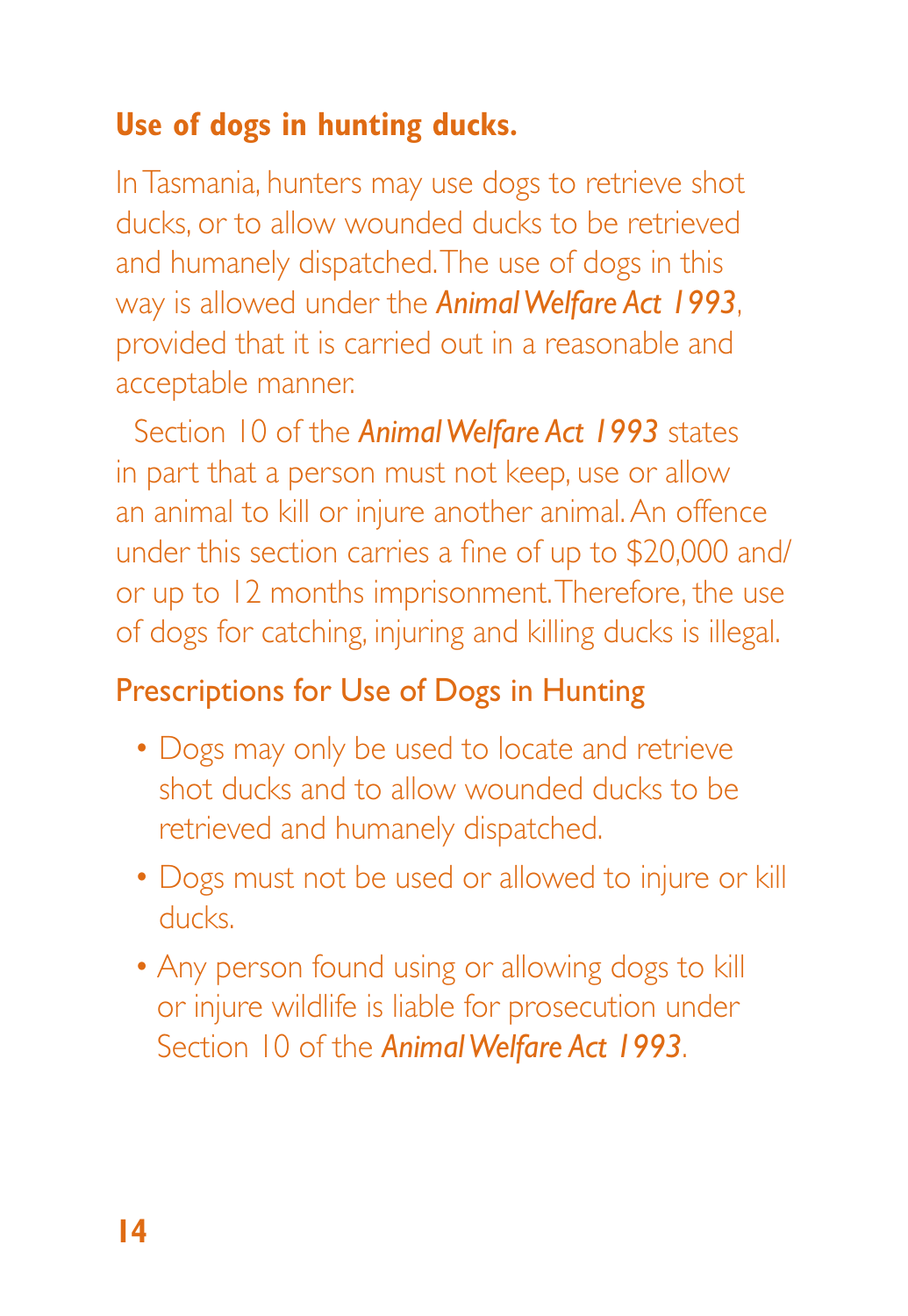## Use of dogs in hunting ducks.

In Tasmania, hunters may use dogs to retrieve shot ducks, or to allow wounded ducks to be retrieved and humanely dispatched. The use of dogs in this way is allowed under the ***Animal Welfare Act 1993***, provided that it is carried out in a reasonable and acceptable manner.

Section 10 of the ***Animal Welfare Act 1993*** states in part that a person must not keep, use or allow an animal to kill or injure another animal. An offence under this section carries a fine of up to $20,000 and/or up to 12 months imprisonment. Therefore, the use of dogs for catching, injuring and killing ducks is illegal.

### Prescriptions for Use of Dogs in Hunting

- Dogs may only be used to locate and retrieve shot ducks and to allow wounded ducks to be retrieved and humanely dispatched.
- Dogs must not be used or allowed to injure or kill ducks.
- Any person found using or allowing dogs to kill or injure wildlife is liable for prosecution under Section 10 of the ***Animal Welfare Act 1993***.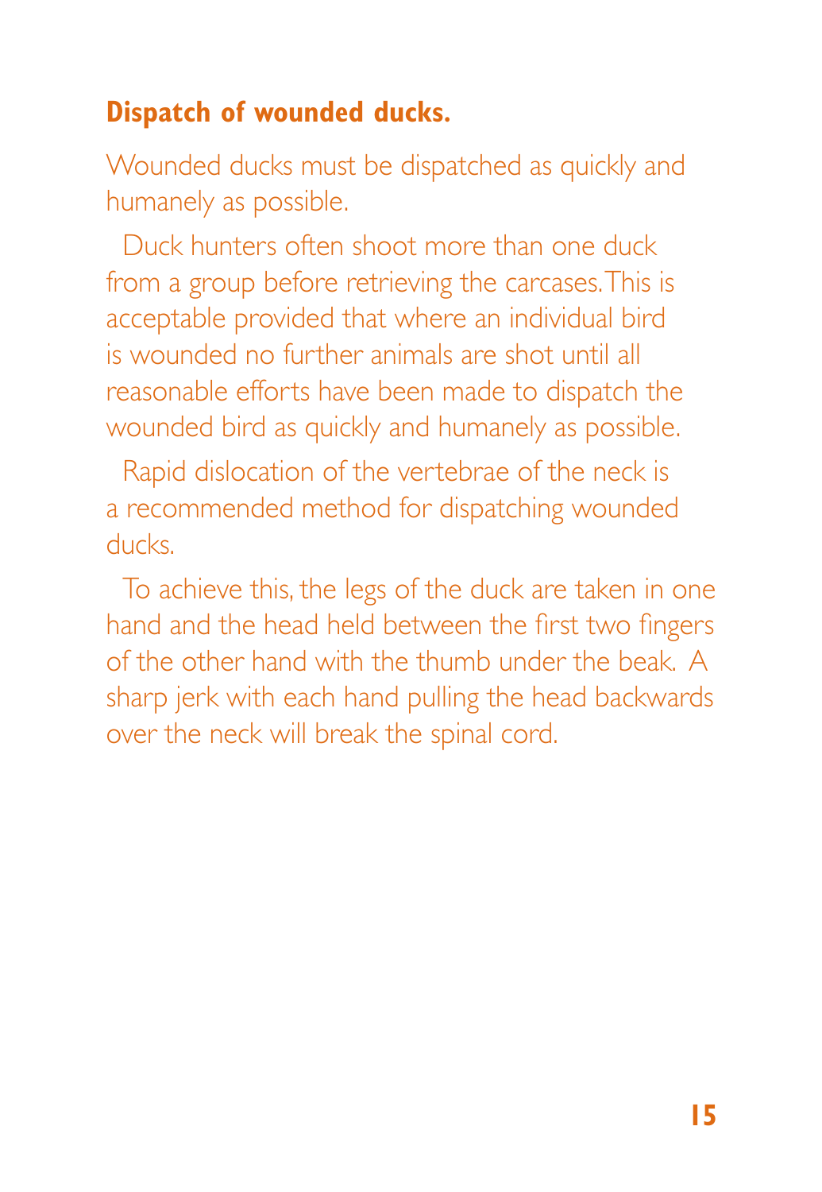## Dispatch of wounded ducks.

Wounded ducks must be dispatched as quickly and humanely as possible.

Duck hunters often shoot more than one duck from a group before retrieving the carcases. This is acceptable provided that where an individual bird is wounded no further animals are shot until all reasonable efforts have been made to dispatch the wounded bird as quickly and humanely as possible.

Rapid dislocation of the vertebrae of the neck is a recommended method for dispatching wounded ducks.

To achieve this, the legs of the duck are taken in one hand and the head held between the first two fingers of the other hand with the thumb under the beak. A sharp jerk with each hand pulling the head backwards over the neck will break the spinal cord.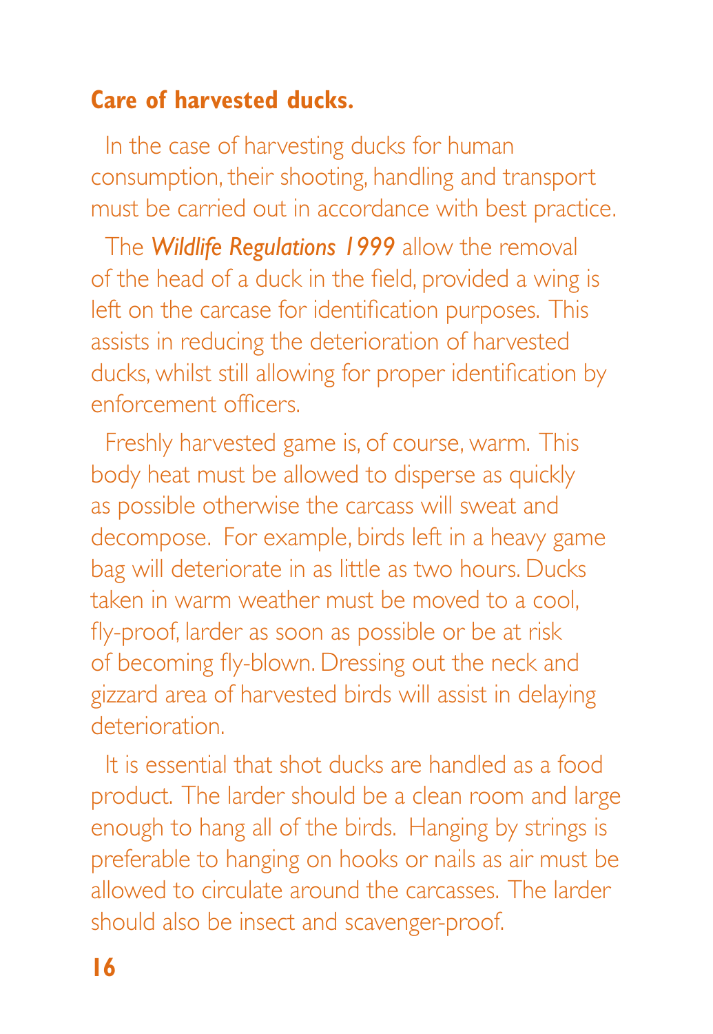## Care of harvested ducks.

In the case of harvesting ducks for human consumption, their shooting, handling and transport must be carried out in accordance with best practice.

The *Wildlife Regulations 1999* allow the removal of the head of a duck in the field, provided a wing is left on the carcase for identification purposes. This assists in reducing the deterioration of harvested ducks, whilst still allowing for proper identification by enforcement officers.

Freshly harvested game is, of course, warm. This body heat must be allowed to disperse as quickly as possible otherwise the carcass will sweat and decompose. For example, birds left in a heavy game bag will deteriorate in as little as two hours. Ducks taken in warm weather must be moved to a cool, fly-proof, larder as soon as possible or be at risk of becoming fly-blown. Dressing out the neck and gizzard area of harvested birds will assist in delaying deterioration.

It is essential that shot ducks are handled as a food product. The larder should be a clean room and large enough to hang all of the birds. Hanging by strings is preferable to hanging on hooks or nails as air must be allowed to circulate around the carcasses. The larder should also be insect and scavenger-proof.